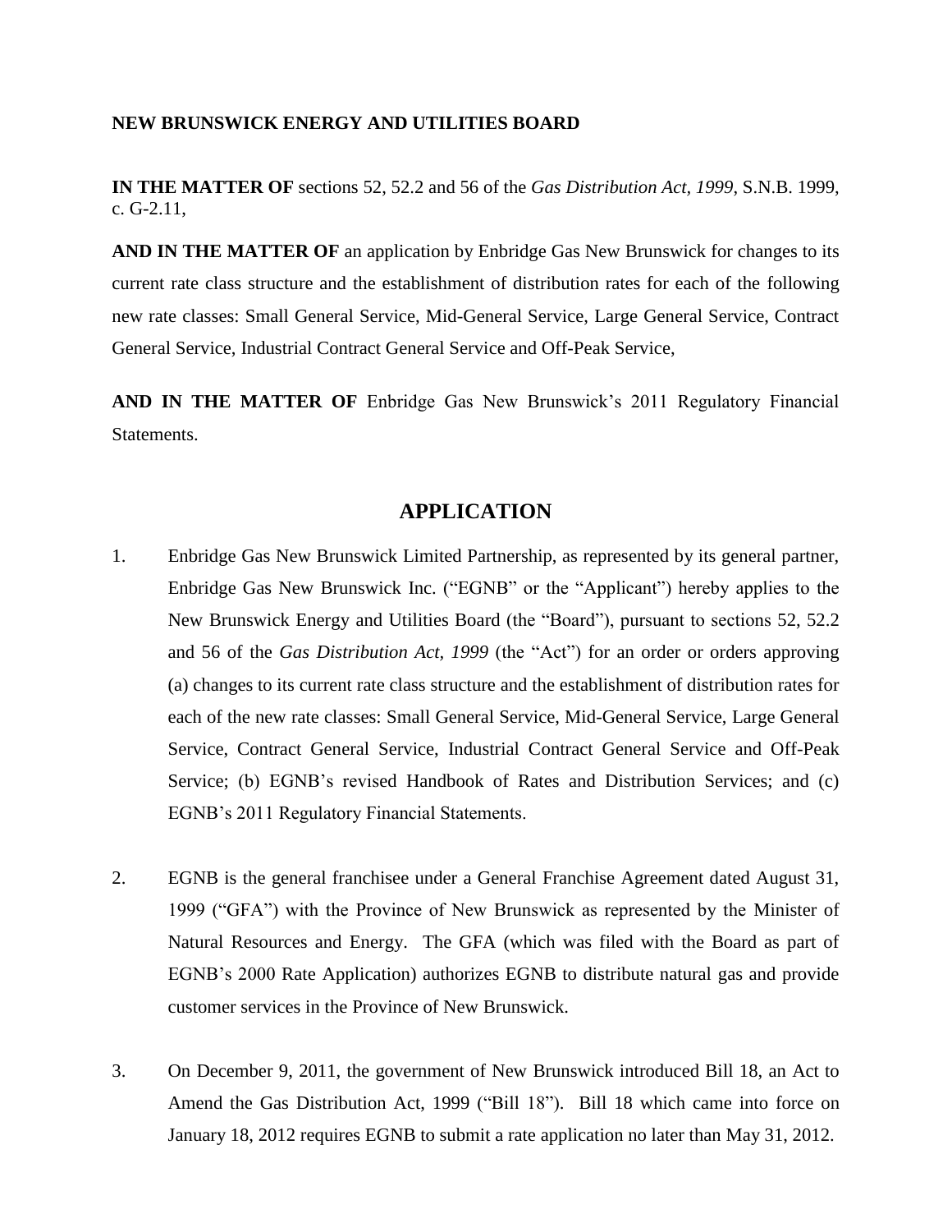**NEW BRUNSWICK ENERGY AND UTILITIES BOARD**

**IN THE MATTER OF** sections 52, 52.2 and 56 of the *Gas Distribution Act, 1999*, S.N.B. 1999, c. G-2.11,

**AND IN THE MATTER OF** an application by Enbridge Gas New Brunswick for changes to its current rate class structure and the establishment of distribution rates for each of the following new rate classes: Small General Service, Mid-General Service, Large General Service, Contract General Service, Industrial Contract General Service and Off-Peak Service,

**AND IN THE MATTER OF** Enbridge Gas New Brunswick's 2011 Regulatory Financial Statements.

## APPLICATION

1. Enbridge Gas New Brunswick Limited Partnership, as represented by its general partner, Enbridge Gas New Brunswick Inc. ("EGNB" or the "Applicant") hereby applies to the New Brunswick Energy and Utilities Board (the "Board"), pursuant to sections 52, 52.2 and 56 of the *Gas Distribution Act, 1999* (the "Act") for an order or orders approving (a) changes to its current rate class structure and the establishment of distribution rates for each of the new rate classes: Small General Service, Mid-General Service, Large General Service, Contract General Service, Industrial Contract General Service and Off-Peak Service; (b) EGNB's revised Handbook of Rates and Distribution Services; and (c) EGNB's 2011 Regulatory Financial Statements.

2. EGNB is the general franchisee under a General Franchise Agreement dated August 31, 1999 ("GFA") with the Province of New Brunswick as represented by the Minister of Natural Resources and Energy. The GFA (which was filed with the Board as part of EGNB's 2000 Rate Application) authorizes EGNB to distribute natural gas and provide customer services in the Province of New Brunswick.

3. On December 9, 2011, the government of New Brunswick introduced Bill 18, an Act to Amend the Gas Distribution Act, 1999 ("Bill 18"). Bill 18 which came into force on January 18, 2012 requires EGNB to submit a rate application no later than May 31, 2012.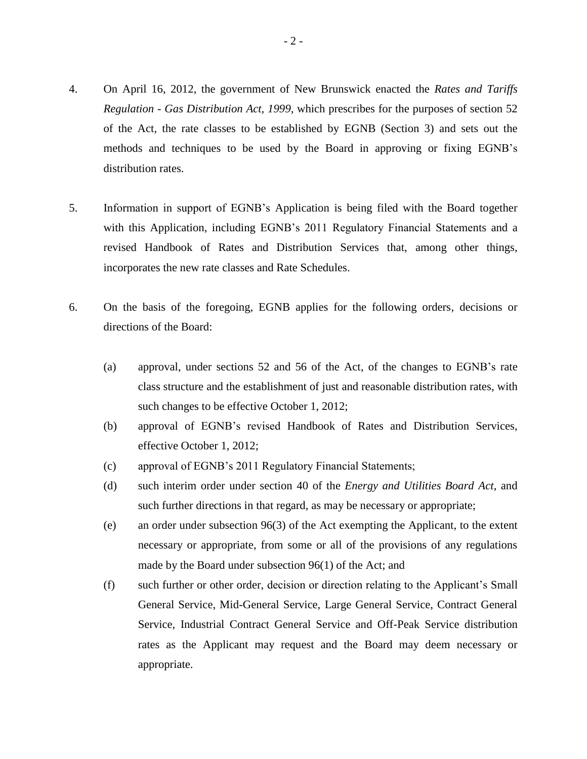4. On April 16, 2012, the government of New Brunswick enacted the *Rates and Tariffs Regulation - Gas Distribution Act, 1999*, which prescribes for the purposes of section 52 of the Act, the rate classes to be established by EGNB (Section 3) and sets out the methods and techniques to be used by the Board in approving or fixing EGNB's distribution rates.

5. Information in support of EGNB's Application is being filed with the Board together with this Application, including EGNB's 2011 Regulatory Financial Statements and a revised Handbook of Rates and Distribution Services that, among other things, incorporates the new rate classes and Rate Schedules.

6. On the basis of the foregoing, EGNB applies for the following orders, decisions or directions of the Board:

   (a) approval, under sections 52 and 56 of the Act, of the changes to EGNB's rate class structure and the establishment of just and reasonable distribution rates, with such changes to be effective October 1, 2012;

   (b) approval of EGNB's revised Handbook of Rates and Distribution Services, effective October 1, 2012;

   (c) approval of EGNB's 2011 Regulatory Financial Statements;

   (d) such interim order under section 40 of the *Energy and Utilities Board Act*, and such further directions in that regard, as may be necessary or appropriate;

   (e) an order under subsection 96(3) of the Act exempting the Applicant, to the extent necessary or appropriate, from some or all of the provisions of any regulations made by the Board under subsection 96(1) of the Act; and

   (f) such further or other order, decision or direction relating to the Applicant's Small General Service, Mid-General Service, Large General Service, Contract General Service, Industrial Contract General Service and Off-Peak Service distribution rates as the Applicant may request and the Board may deem necessary or appropriate.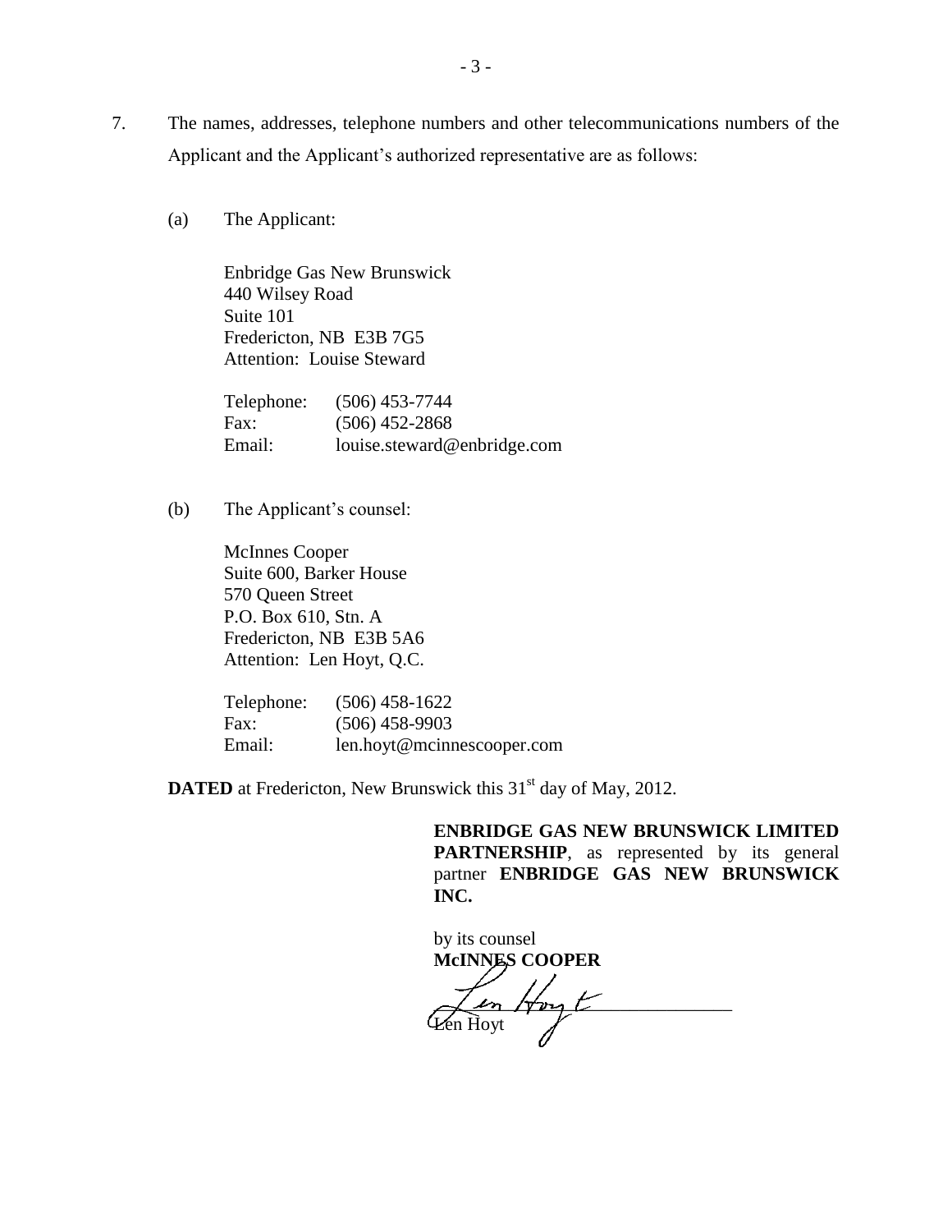7. The names, addresses, telephone numbers and other telecommunications numbers of the Applicant and the Applicant's authorized representative are as follows:

   (a) The Applicant:

   Enbridge Gas New Brunswick
   440 Wilsey Road
   Suite 101
   Fredericton, NB E3B 7G5
   Attention: Louise Steward

   Telephone: (506) 453-7744
   Fax: (506) 452-2868
   Email: louise.steward@enbridge.com

   (b) The Applicant's counsel:

   McInnes Cooper
   Suite 600, Barker House
   570 Queen Street
   P.O. Box 610, Stn. A
   Fredericton, NB E3B 5A6
   Attention: Len Hoyt, Q.C.

   Telephone: (506) 458-1622
   Fax: (506) 458-9903
   Email: len.hoyt@mcinnescooper.com

**DATED** at Fredericton, New Brunswick this 31st day of May, 2012.

**ENBRIDGE GAS NEW BRUNSWICK LIMITED PARTNERSHIP**, as represented by its general partner **ENBRIDGE GAS NEW BRUNSWICK INC.**

by its counsel
**McINNES COOPER**

Len Hoyt